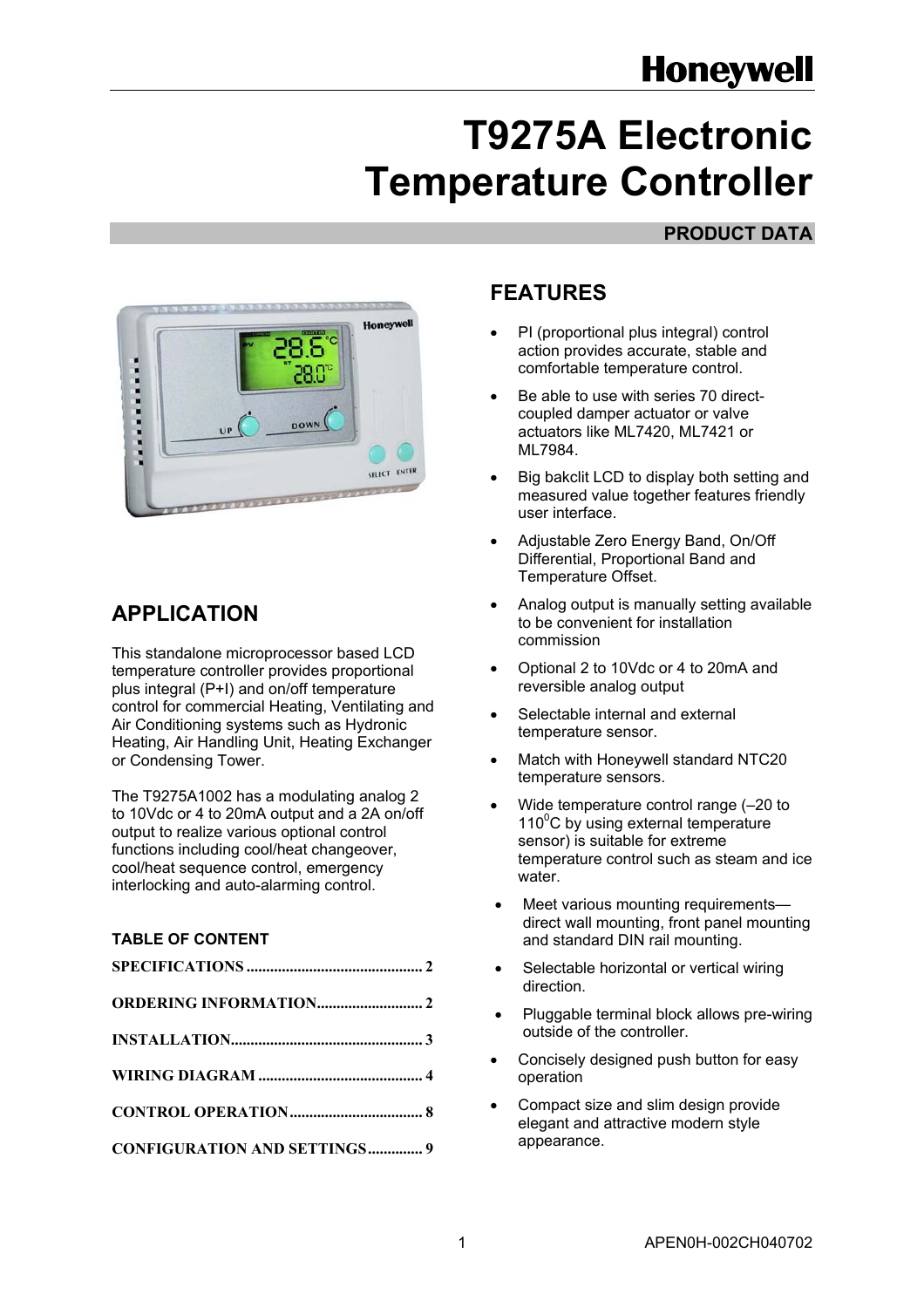Honeywell

# T9275A Electronic Temperature Controller

**PRODUCT DATA**

## APPLICATION

This standalone microprocessor based LCD temperature controller provides proportional plus integral (P+I) and on/off temperature control for commercial Heating, Ventilating and Air Conditioning systems such as Hydronic Heating, Air Handling Unit, Heating Exchanger or Condensing Tower.

The T9275A1002 has a modulating analog 2 to 10Vdc or 4 to 20mA output and a 2A on/off output to realize various optional control functions including cool/heat changeover, cool/heat sequence control, emergency interlocking and auto-alarming control.

### TABLE OF CONTENT

| | |
|---|---|
| SPECIFICATIONS | 2 |
| ORDERING INFORMATION | 2 |
| INSTALLATION | 3 |
| WIRING DIAGRAM | 4 |
| CONTROL OPERATION | 8 |
| CONFIGURATION AND SETTINGS | 9 |

## FEATURES

- PI (proportional plus integral) control action provides accurate, stable and comfortable temperature control.
- Be able to use with series 70 direct-coupled damper actuator or valve actuators like ML7420, ML7421 or ML7984.
- Big bakclit LCD to display both setting and measured value together features friendly user interface.
- Adjustable Zero Energy Band, On/Off Differential, Proportional Band and Temperature Offset.
- Analog output is manually setting available to be convenient for installation commission
- Optional 2 to 10Vdc or 4 to 20mA and reversible analog output
- Selectable internal and external temperature sensor.
- Match with Honeywell standard NTC20 temperature sensors.
- Wide temperature control range (–20 to 110$^0$C by using external temperature sensor) is suitable for extreme temperature control such as steam and ice water.
- Meet various mounting requirements—direct wall mounting, front panel mounting and standard DIN rail mounting.
- Selectable horizontal or vertical wiring direction.
- Pluggable terminal block allows pre-wiring outside of the controller.
- Concisely designed push button for easy operation
- Compact size and slim design provide elegant and attractive modern style appearance.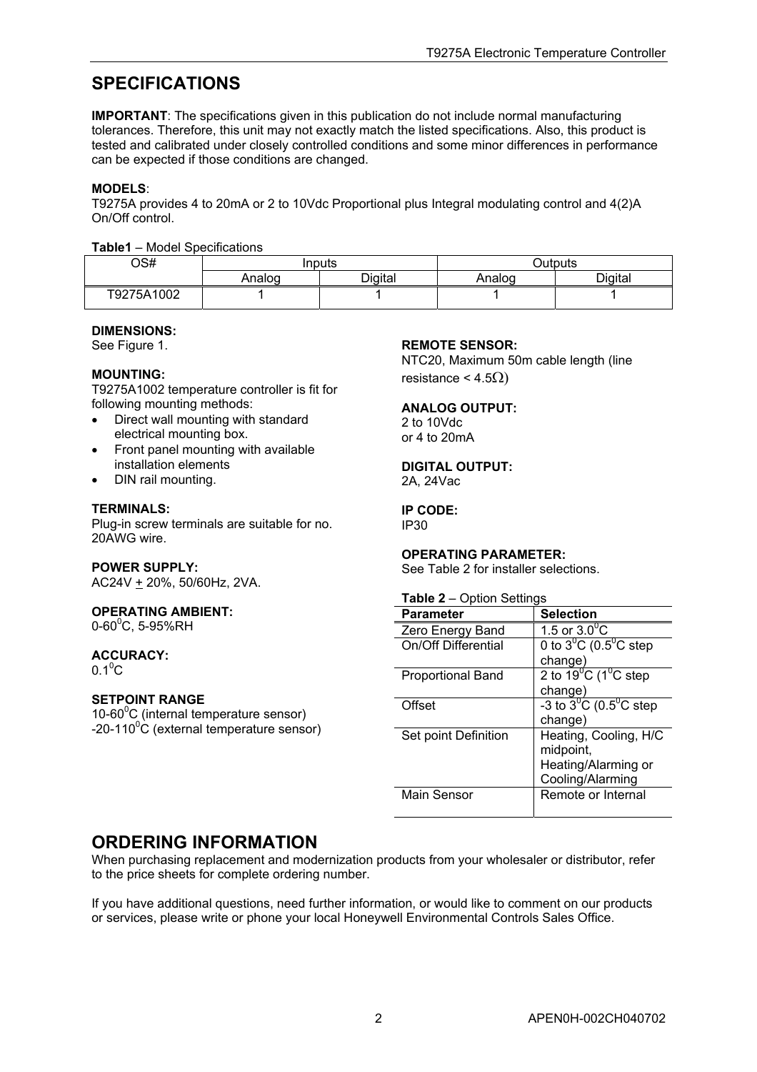## SPECIFICATIONS

**IMPORTANT**: The specifications given in this publication do not include normal manufacturing tolerances. Therefore, this unit may not exactly match the listed specifications. Also, this product is tested and calibrated under closely controlled conditions and some minor differences in performance can be expected if those conditions are changed.

**MODELS**:
T9275A provides 4 to 20mA or 2 to 10Vdc Proportional plus Integral modulating control and 4(2)A On/Off control.

**Table1** – Model Specifications

| OS# | Inputs | | Outputs | |
|---|---|---|---|---|
| | Analog | Digital | Analog | Digital |
| T9275A1002 | 1 | 1 | 1 | 1 |

**DIMENSIONS:**
See Figure 1.

**MOUNTING:**
T9275A1002 temperature controller is fit for following mounting methods:

- Direct wall mounting with standard electrical mounting box.
- Front panel mounting with available installation elements
- DIN rail mounting.

**TERMINALS:**
Plug-in screw terminals are suitable for no. 20AWG wire.

**POWER SUPPLY:**
AC24V ± 20%, 50/60Hz, 2VA.

**OPERATING AMBIENT:**
0-60$^0$C, 5-95%RH

**ACCURACY:**
0.1$^0$C

**SETPOINT RANGE**
10-60$^0$C (internal temperature sensor)
-20-110$^0$C (external temperature sensor)

**REMOTE SENSOR:**
NTC20, Maximum 50m cable length (line resistance < 4.5Ω)

**ANALOG OUTPUT:**
2 to 10Vdc
or 4 to 20mA

**DIGITAL OUTPUT:**
2A, 24Vac

**IP CODE:**
IP30

**OPERATING PARAMETER:**
See Table 2 for installer selections.

**Table 2** – Option Settings

| Parameter | Selection |
|---|---|
| Zero Energy Band | 1.5 or 3.0$^0$C |
| On/Off Differential | 0 to 3$^0$C (0.5$^0$C step change) |
| Proportional Band | 2 to 19$^0$C (1$^0$C step change) |
| Offset | -3 to 3$^0$C (0.5$^0$C step change) |
| Set point Definition | Heating, Cooling, H/C midpoint, Heating/Alarming or Cooling/Alarming |
| Main Sensor | Remote or Internal |

## ORDERING INFORMATION

When purchasing replacement and modernization products from your wholesaler or distributor, refer to the price sheets for complete ordering number.

If you have additional questions, need further information, or would like to comment on our products or services, please write or phone your local Honeywell Environmental Controls Sales Office.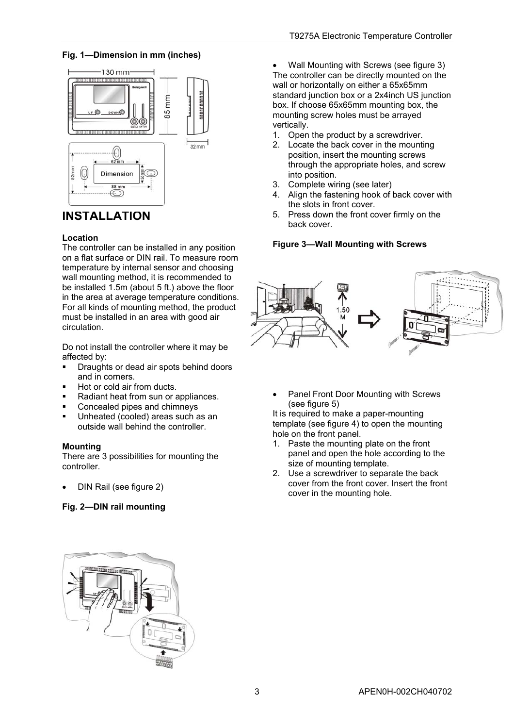**Fig. 1—Dimension in mm (inches)**

# INSTALLATION

**Location**

The controller can be installed in any position on a flat surface or DIN rail. To measure room temperature by internal sensor and choosing wall mounting method, it is recommended to be installed 1.5m (about 5 ft.) above the floor in the area at average temperature conditions. For all kinds of mounting method, the product must be installed in an area with good air circulation.

Do not install the controller where it may be affected by:

- Draughts or dead air spots behind doors and in corners.
- Hot or cold air from ducts.
- Radiant heat from sun or appliances.
- Concealed pipes and chimneys
- Unheated (cooled) areas such as an outside wall behind the controller.

**Mounting**

There are 3 possibilities for mounting the controller.

- DIN Rail (see figure 2)

**Fig. 2—DIN rail mounting**

- Wall Mounting with Screws (see figure 3)

The controller can be directly mounted on the wall or horizontally on either a 65x65mm standard junction box or a 2x4inch US junction box. If choose 65x65mm mounting box, the mounting screw holes must be arrayed vertically.

1. Open the product by a screwdriver.
2. Locate the back cover in the mounting position, insert the mounting screws through the appropriate holes, and screw into position.
3. Complete wiring (see later)
4. Align the fastening hook of back cover with the slots in front cover.
5. Press down the front cover firmly on the back cover.

**Figure 3—Wall Mounting with Screws**

- Panel Front Door Mounting with Screws (see figure 5)

It is required to make a paper-mounting template (see figure 4) to open the mounting hole on the front panel.

1. Paste the mounting plate on the front panel and open the hole according to the size of mounting template.
2. Use a screwdriver to separate the back cover from the front cover. Insert the front cover in the mounting hole.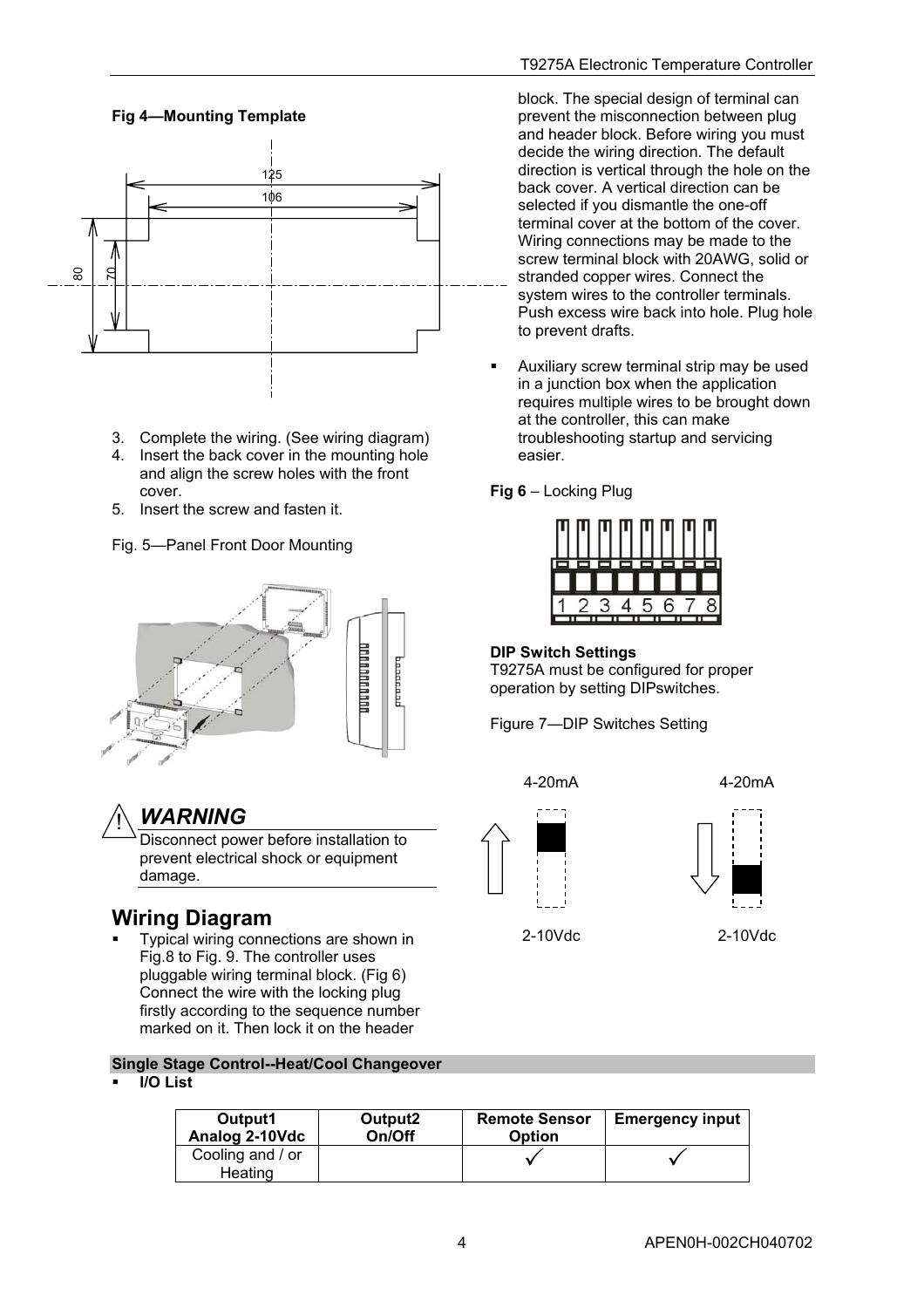**Fig 4—Mounting Template**

125

106

80

70

3. Complete the wiring. (See wiring diagram)
4. Insert the back cover in the mounting hole and align the screw holes with the front cover.
5. Insert the screw and fasten it.

Fig. 5—Panel Front Door Mounting

## ! *WARNING*

Disconnect power before installation to prevent electrical shock or equipment damage.

## Wiring Diagram

- Typical wiring connections are shown in Fig.8 to Fig. 9. The controller uses pluggable wiring terminal block. (Fig 6) Connect the wire with the locking plug firstly according to the sequence number marked on it. Then lock it on the header block. The special design of terminal can prevent the misconnection between plug and header block. Before wiring you must decide the wiring direction. The default direction is vertical through the hole on the back cover. A vertical direction can be selected if you dismantle the one-off terminal cover at the bottom of the cover. Wiring connections may be made to the screw terminal block with 20AWG, solid or stranded copper wires. Connect the system wires to the controller terminals. Push excess wire back into hole. Plug hole to prevent drafts.
- Auxiliary screw terminal strip may be used in a junction box when the application requires multiple wires to be brought down at the controller, this can make troubleshooting startup and servicing easier.

**Fig 6** – Locking Plug

1 2 3 4 5 6 7 8

**DIP Switch Settings**

T9275A must be configured for proper operation by setting DIPswitches.

Figure 7—DIP Switches Setting

4-20mA

2-10Vdc

4-20mA

2-10Vdc

**Single Stage Control--Heat/Cool Changeover**

- **I/O List**

| Output1 Analog 2-10Vdc | Output2 On/Off | Remote Sensor Option | Emergency input |
|---|---|---|---|
| Cooling and / or Heating | | ✓ | ✓ |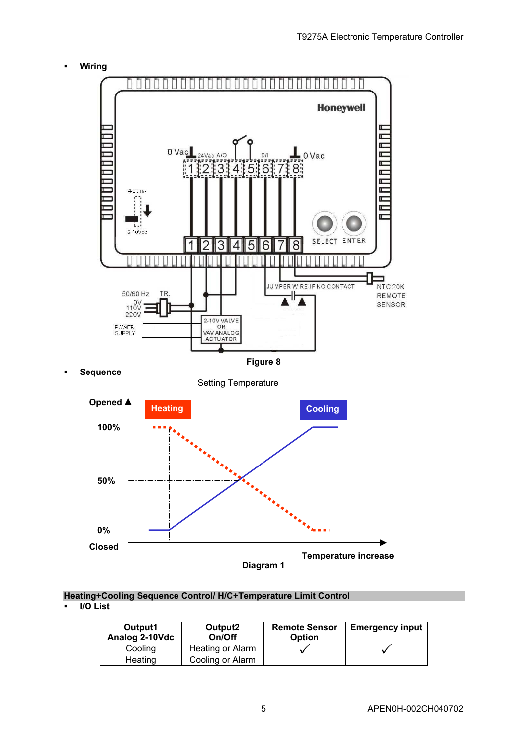- **Wiring**

Honeywell

0 Vac

24Vac A/O

D/I

0 Vac

1 2 3 4 5 6 7 8

4-20mA

2-10Vdc

1 2 3 4 5 6 7 8

SELECT ENTER

JUMPER WIRE,IF NO CONTACT

NTC 20K
REMOTE
SENSOR

50/60 Hz TR.

0V
110V
220V

POWER
SUPPLY

2-10V VALVE
OR
VAV ANALOG
ACTUATOR

Figure 8

- **Sequence**

Setting Temperature

Opened

Heating

Cooling

100%

50%

0%

Closed

Temperature increase

Diagram 1

**Heating+Cooling Sequence Control/ H/C+Temperature Limit Control**

- **I/O List**

| Output1 Analog 2-10Vdc | Output2 On/Off | Remote Sensor Option | Emergency input |
|---|---|---|---|
| Cooling | Heating or Alarm | ✓ | ✓ |
| Heating | Cooling or Alarm | | |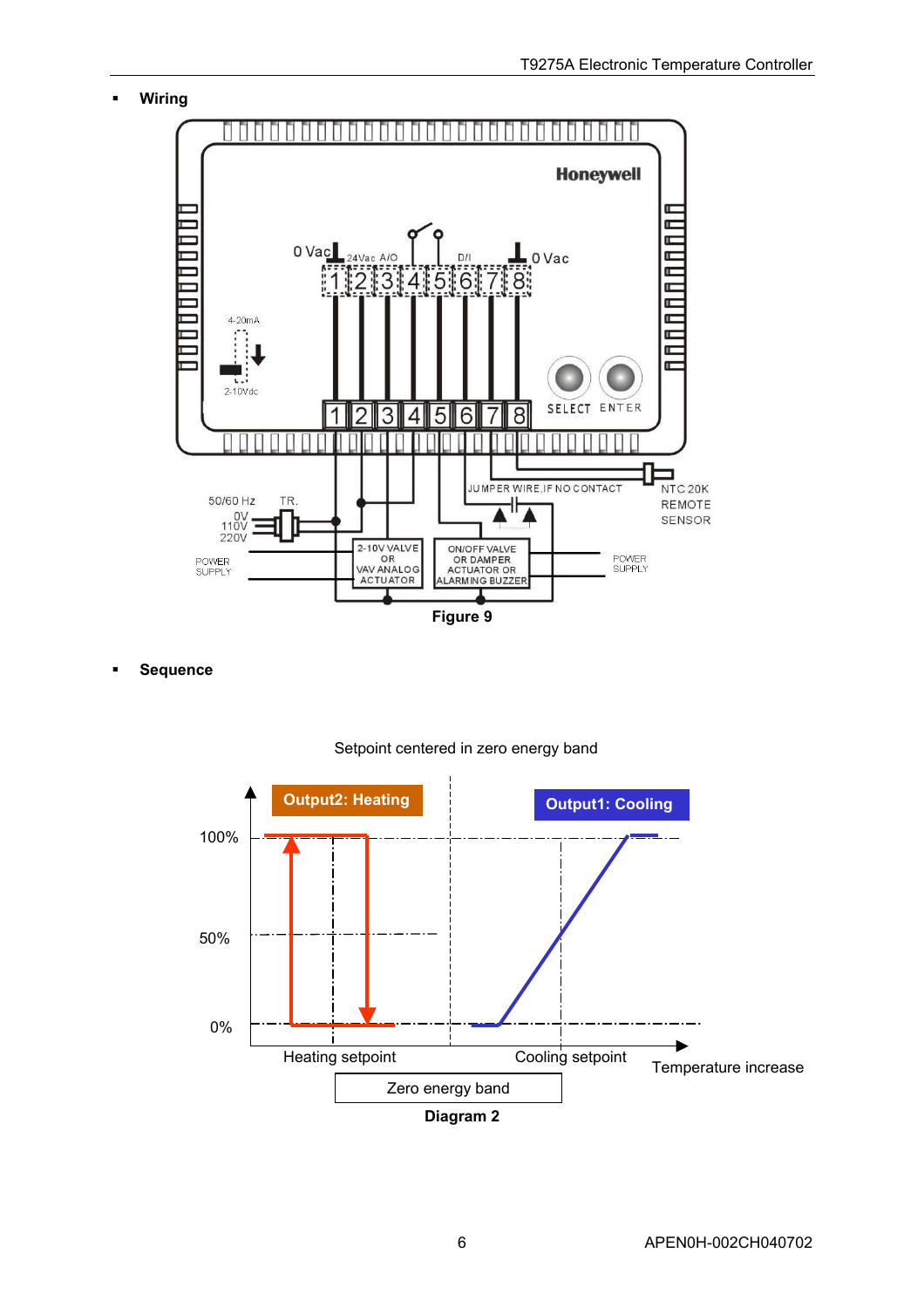- **Wiring**

Figure 9

- **Sequence**

Diagram 2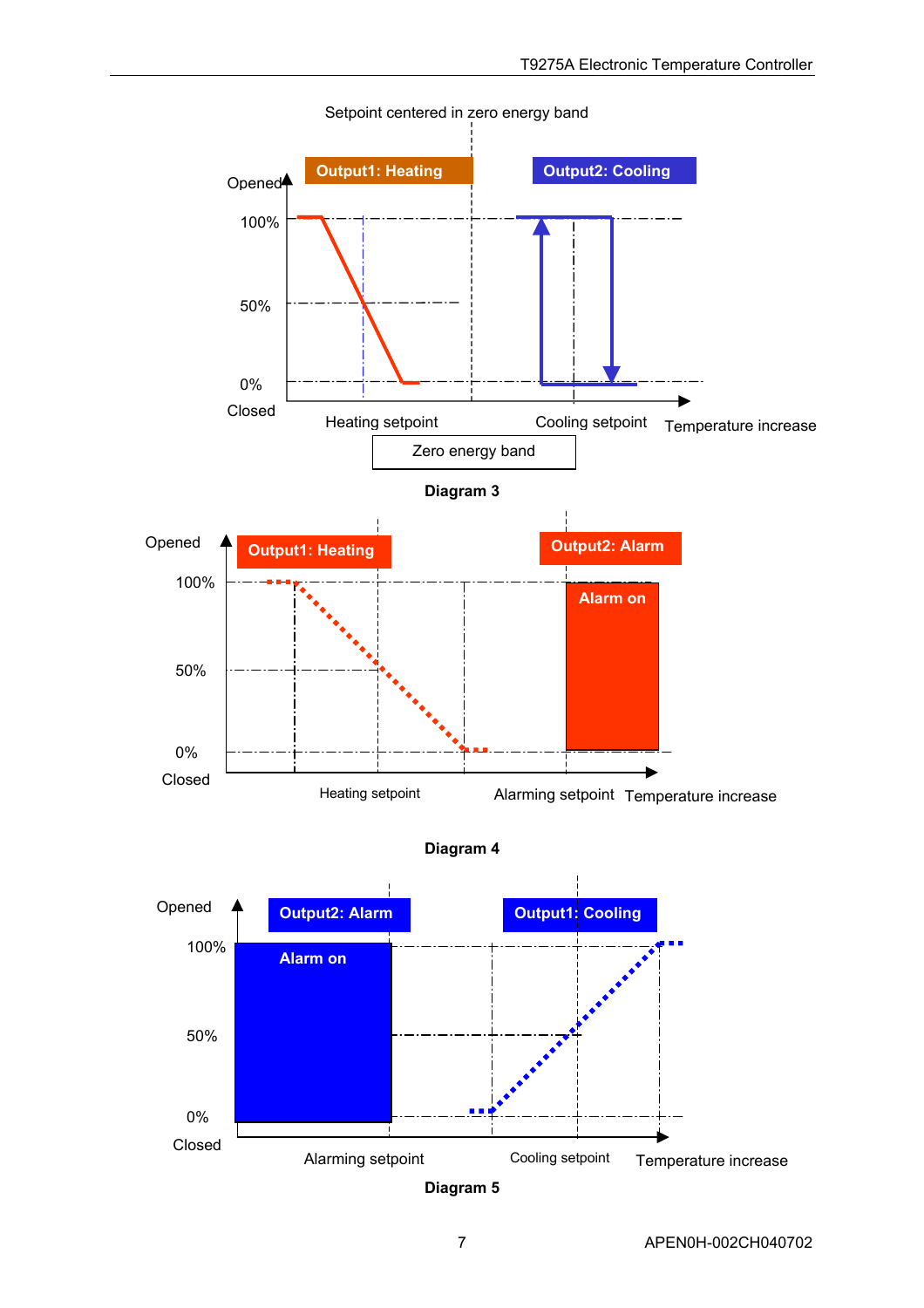Setpoint centered in zero energy band

Output1: Heating

Output2: Cooling

Opened

100%

50%

0%

Closed

Heating setpoint

Cooling setpoint

Temperature increase

Zero energy band

**Diagram 3**

Opened

Output1: Heating

Output2: Alarm

100%

Alarm on

50%

0%

Closed

Heating setpoint

Alarming setpoint

Temperature increase

**Diagram 4**

Opened

Output2: Alarm

Output1: Cooling

100%

Alarm on

50%

0%

Closed

Alarming setpoint

Cooling setpoint

Temperature increase

**Diagram 5**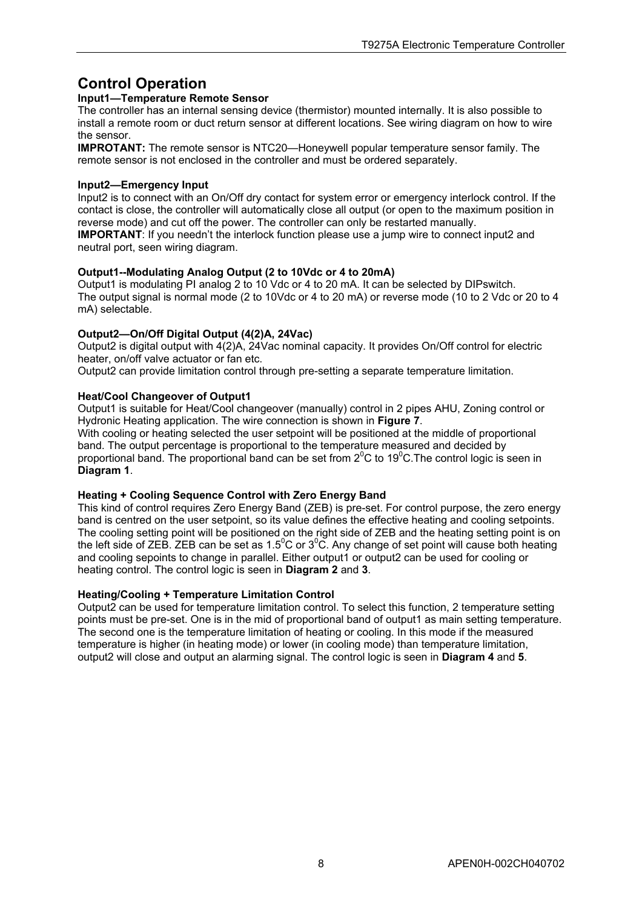# Control Operation

**Input1—Temperature Remote Sensor**

The controller has an internal sensing device (thermistor) mounted internally. It is also possible to install a remote room or duct return sensor at different locations. See wiring diagram on how to wire the sensor.

**IMPROTANT:** The remote sensor is NTC20—Honeywell popular temperature sensor family. The remote sensor is not enclosed in the controller and must be ordered separately.

**Input2—Emergency Input**

Input2 is to connect with an On/Off dry contact for system error or emergency interlock control. If the contact is close, the controller will automatically close all output (or open to the maximum position in reverse mode) and cut off the power. The controller can only be restarted manually.

**IMPORTANT**: If you needn't the interlock function please use a jump wire to connect input2 and neutral port, seen wiring diagram.

**Output1--Modulating Analog Output (2 to 10Vdc or 4 to 20mA)**

Output1 is modulating PI analog 2 to 10 Vdc or 4 to 20 mA. It can be selected by DIPswitch.
The output signal is normal mode (2 to 10Vdc or 4 to 20 mA) or reverse mode (10 to 2 Vdc or 20 to 4 mA) selectable.

**Output2—On/Off Digital Output (4(2)A, 24Vac)**

Output2 is digital output with 4(2)A, 24Vac nominal capacity. It provides On/Off control for electric heater, on/off valve actuator or fan etc.
Output2 can provide limitation control through pre-setting a separate temperature limitation.

**Heat/Cool Changeover of Output1**

Output1 is suitable for Heat/Cool changeover (manually) control in 2 pipes AHU, Zoning control or Hydronic Heating application. The wire connection is shown in **Figure 7**.
With cooling or heating selected the user setpoint will be positioned at the middle of proportional band. The output percentage is proportional to the temperature measured and decided by proportional band. The proportional band can be set from $2^0$C to $19^0$C.The control logic is seen in **Diagram 1**.

**Heating + Cooling Sequence Control with Zero Energy Band**

This kind of control requires Zero Energy Band (ZEB) is pre-set. For control purpose, the zero energy band is centred on the user setpoint, so its value defines the effective heating and cooling setpoints. The cooling setting point will be positioned on the right side of ZEB and the heating setting point is on the left side of ZEB. ZEB can be set as $1.5^0$C or $3^0$C. Any change of set point will cause both heating and cooling sepoints to change in parallel. Either output1 or output2 can be used for cooling or heating control. The control logic is seen in **Diagram 2** and **3**.

**Heating/Cooling + Temperature Limitation Control**

Output2 can be used for temperature limitation control. To select this function, 2 temperature setting points must be pre-set. One is in the mid of proportional band of output1 as main setting temperature. The second one is the temperature limitation of heating or cooling. In this mode if the measured temperature is higher (in heating mode) or lower (in cooling mode) than temperature limitation, output2 will close and output an alarming signal. The control logic is seen in **Diagram 4** and **5**.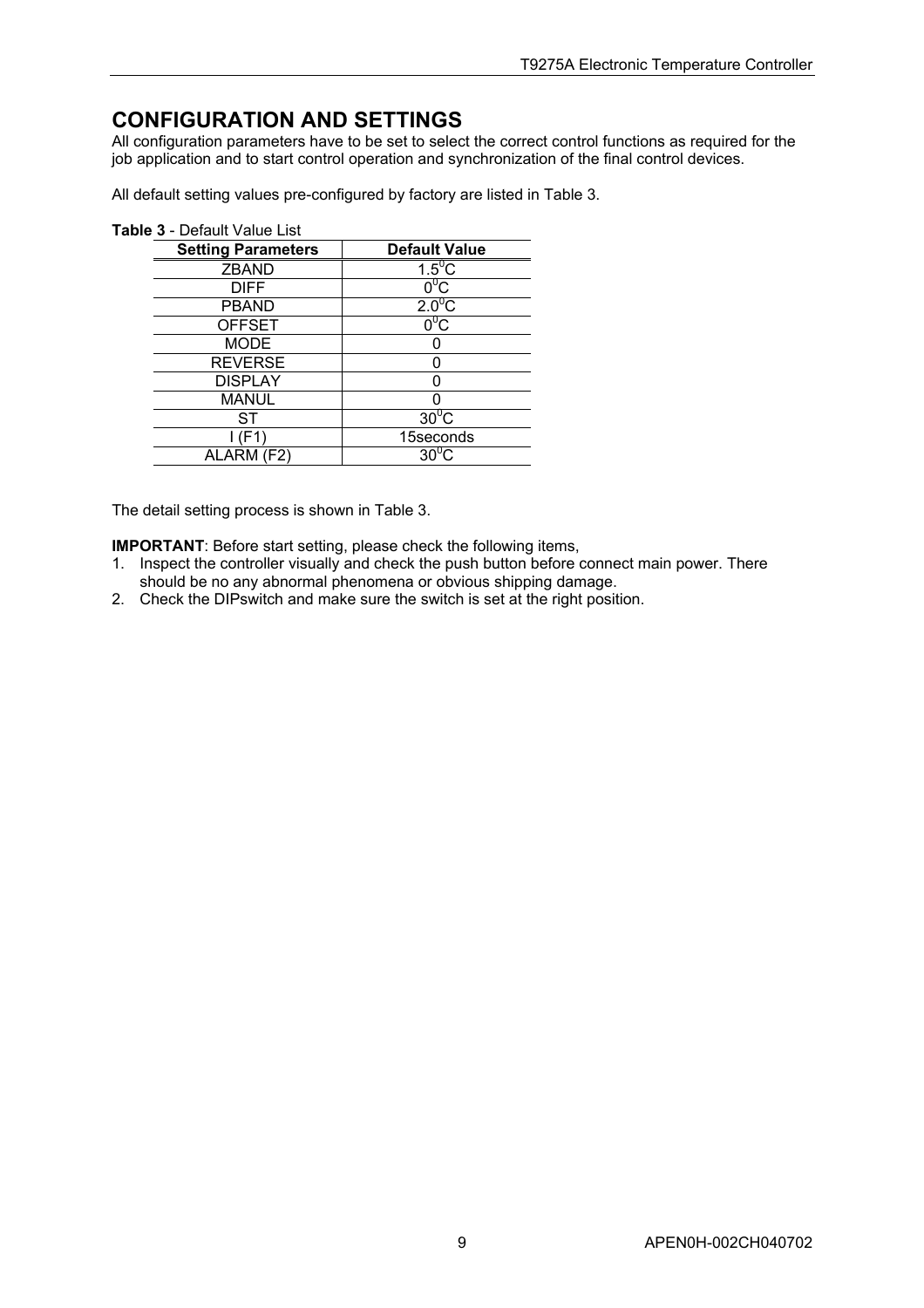## CONFIGURATION AND SETTINGS

All configuration parameters have to be set to select the correct control functions as required for the job application and to start control operation and synchronization of the final control devices.

All default setting values pre-configured by factory are listed in Table 3.

**Table 3** - Default Value List

| Setting Parameters | Default Value |
|---|---|
| ZBAND | 1.5$^0$C |
| DIFF | 0$^0$C |
| PBAND | 2.0$^0$C |
| OFFSET | 0$^0$C |
| MODE | 0 |
| REVERSE | 0 |
| DISPLAY | 0 |
| MANUL | 0 |
| ST | 30$^0$C |
| I (F1) | 15seconds |
| ALARM (F2) | 30$^0$C |

The detail setting process is shown in Table 3.

**IMPORTANT**: Before start setting, please check the following items,

1. Inspect the controller visually and check the push button before connect main power. There should be no any abnormal phenomena or obvious shipping damage.
2. Check the DIPswitch and make sure the switch is set at the right position.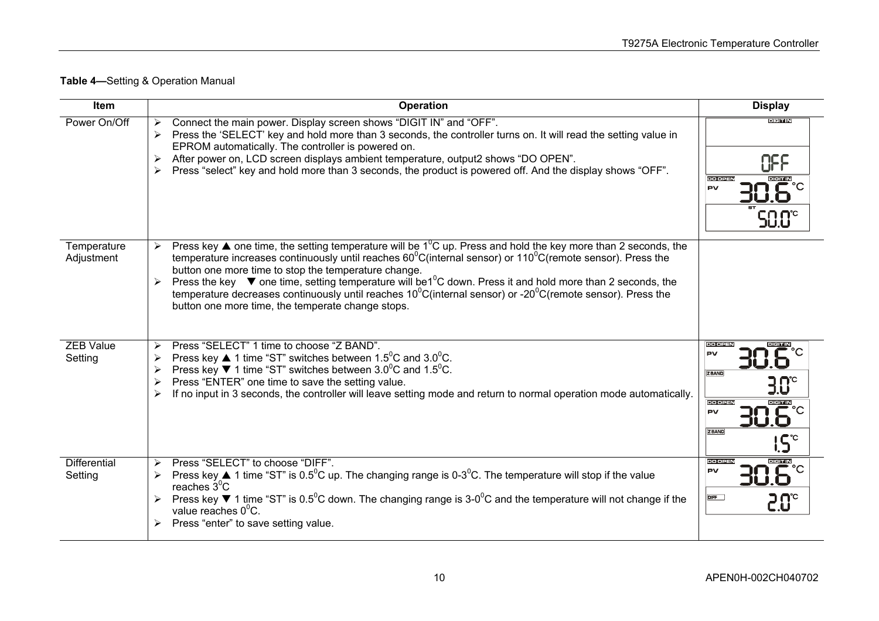**Table 4—**Setting & Operation Manual

| Item | Operation | Display |
|---|---|---|
| Power On/Off | ➢ Connect the main power. Display screen shows "DIGIT IN" and "OFF".<br>➢ Press the 'SELECT' key and hold more than 3 seconds, the controller turns on. It will read the setting value in EPROM automatically. The controller is powered on.<br>➢ After power on, LCD screen displays ambient temperature, output2 shows "DO OPEN".<br>➢ Press "select" key and hold more than 3 seconds, the product is powered off. And the display shows "OFF". | DIGIT IN<br>OFF<br>DO OPEN DIGIT IN<br>PV 30.6°C<br>ST 50.0°C |
| Temperature Adjustment | ➢ Press key ▲ one time, the setting temperature will be $1^0$C up. Press and hold the key more than 2 seconds, the temperature increases continuously until reaches $60^0$C(internal sensor) or $110^0$C(remote sensor). Press the button one more time to stop the temperature change.<br>➢ Press the key ▼ one time, setting temperature will be$1^0$C down. Press it and hold more than 2 seconds, the temperature decreases continuously until reaches $10^0$C(internal sensor) or $-20^0$C(remote sensor). Press the button one more time, the temperate change stops. | |
| ZEB Value Setting | ➢ Press "SELECT" 1 time to choose "Z BAND".<br>➢ Press key ▲ 1 time "ST" switches between $1.5^0$C and $3.0^0$C.<br>➢ Press key ▼ 1 time "ST" switches between $3.0^0$C and $1.5^0$C.<br>➢ Press "ENTER" one time to save the setting value.<br>➢ If no input in 3 seconds, the controller will leave setting mode and return to normal operation mode automatically. | DO OPEN DIGIT IN<br>PV 30.6°C<br>Z BAND 3.0°C<br>DO OPEN DIGIT IN<br>PV 30.6°C<br>Z BAND 1.5°C |
| Differential Setting | ➢ Press "SELECT" to choose "DIFF".<br>➢ Press key ▲ 1 time "ST" is $0.5^0$C up. The changing range is 0-$3^0$C. The temperature will stop if the value reaches $3^0$C<br>➢ Press key ▼ 1 time "ST" is $0.5^0$C down. The changing range is 3-$0^0$C and the temperature will not change if the value reaches $0^0$C.<br>➢ Press "enter" to save setting value. | DO OPEN DIGIT IN<br>PV 30.6°C<br>DIFF 2.0°C |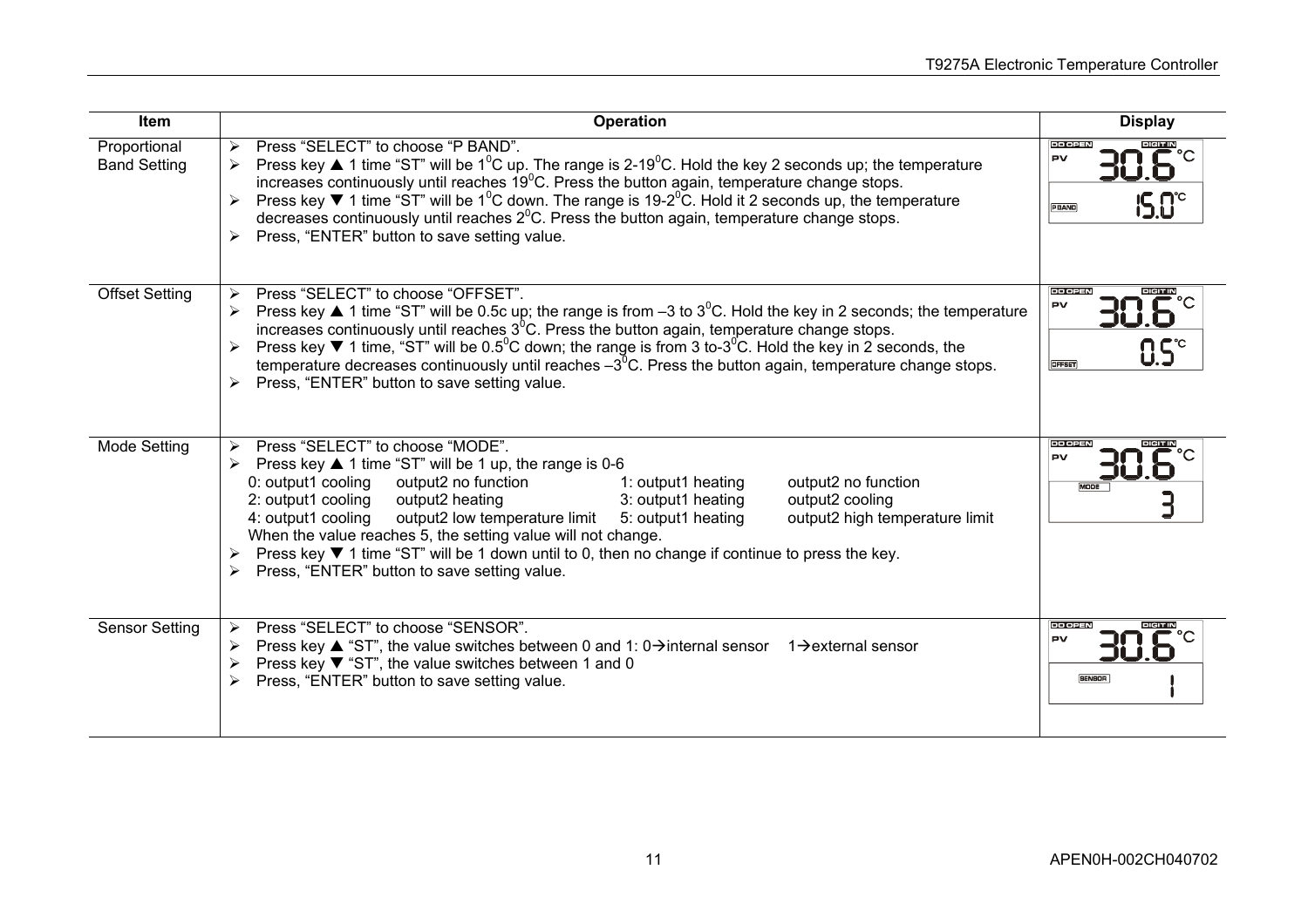| Item | Operation | Display |
|---|---|---|
| Proportional Band Setting | ➢ Press "SELECT" to choose "P BAND".<br>➢ Press key ▲ 1 time "ST" will be $1^0$C up. The range is 2-$19^0$C. Hold the key 2 seconds up; the temperature increases continuously until reaches $19^0$C. Press the button again, temperature change stops.<br>➢ Press key ▼ 1 time "ST" will be $1^0$C down. The range is 19-$2^0$C. Hold it 2 seconds up, the temperature decreases continuously until reaches $2^0$C. Press the button again, temperature change stops.<br>➢ Press, "ENTER" button to save setting value. | DO OPEN DIGIT IN PV 30.6°C P BAND 15.0°C |
| Offset Setting | ➢ Press "SELECT" to choose "OFFSET".<br>➢ Press key ▲ 1 time "ST" will be 0.5c up; the range is from –3 to $3^0$C. Hold the key in 2 seconds; the temperature increases continuously until reaches $3^0$C. Press the button again, temperature change stops.<br>➢ Press key ▼ 1 time, "ST" will be $0.5^0$C down; the range is from 3 to-$3^0$C. Hold the key in 2 seconds, the temperature decreases continuously until reaches –$3^0$C. Press the button again, temperature change stops.<br>➢ Press, "ENTER" button to save setting value. | DO OPEN DIGIT IN PV 30.6°C OFFSET 0.5°C |
| Mode Setting | ➢ Press "SELECT" to choose "MODE".<br>➢ Press key ▲ 1 time "ST" will be 1 up, the range is 0-6<br>0: output1 cooling output2 no function 1: output1 heating output2 no function<br>2: output1 cooling output2 heating 3: output1 heating output2 cooling<br>4: output1 cooling output2 low temperature limit 5: output1 heating output2 high temperature limit<br>When the value reaches 5, the setting value will not change.<br>➢ Press key ▼ 1 time "ST" will be 1 down until to 0, then no change if continue to press the key.<br>➢ Press, "ENTER" button to save setting value. | DO OPEN DIGIT IN PV 30.6°C MODE 3 |
| Sensor Setting | ➢ Press "SELECT" to choose "SENSOR".<br>➢ Press key ▲ "ST", the value switches between 0 and 1: 0→internal sensor 1→external sensor<br>➢ Press key ▼ "ST", the value switches between 1 and 0<br>➢ Press, "ENTER" button to save setting value. | DO OPEN DIGIT IN PV 30.6°C SENSOR 1 |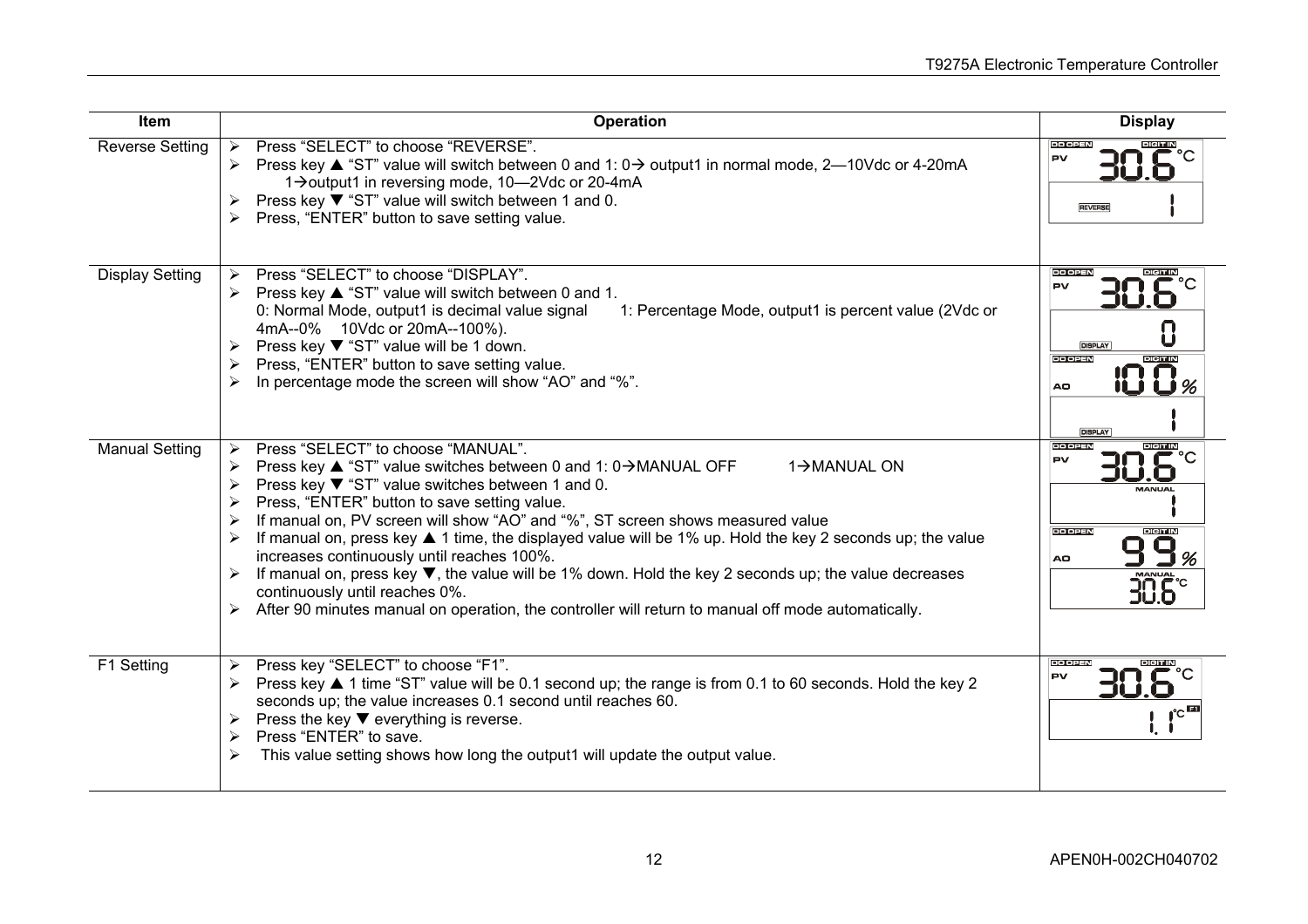| Item | Operation | Display |
|---|---|---|
| Reverse Setting | ➢ Press "SELECT" to choose "REVERSE".<br>➢ Press key ▲ "ST" value will switch between 0 and 1: 0→ output1 in normal mode, 2—10Vdc or 4-20mA 1→output1 in reversing mode, 10—2Vdc or 20-4mA<br>➢ Press key ▼ "ST" value will switch between 1 and 0.<br>➢ Press, "ENTER" button to save setting value. | DO OPEN DIGIT IN PV 30.6°C REVERSE 1 |
| Display Setting | ➢ Press "SELECT" to choose "DISPLAY".<br>➢ Press key ▲ "ST" value will switch between 0 and 1.<br>0: Normal Mode, output1 is decimal value signal 1: Percentage Mode, output1 is percent value (2Vdc or 4mA--0% 10Vdc or 20mA--100%).<br>➢ Press key ▼ "ST" value will be 1 down.<br>➢ Press, "ENTER" button to save setting value.<br>➢ In percentage mode the screen will show "AO" and "%". | DO OPEN DIGIT IN PV 30.6°C DISPLAY 0<br>DO OPEN DIGIT IN AO 100% DISPLAY 1 |
| Manual Setting | ➢ Press "SELECT" to choose "MANUAL".<br>➢ Press key ▲ "ST" value switches between 0 and 1: 0→MANUAL OFF 1→MANUAL ON<br>➢ Press key ▼ "ST" value switches between 1 and 0.<br>➢ Press, "ENTER" button to save setting value.<br>➢ If manual on, PV screen will show "AO" and "%", ST screen shows measured value<br>➢ If manual on, press key ▲ 1 time, the displayed value will be 1% up. Hold the key 2 seconds up; the value increases continuously until reaches 100%.<br>➢ If manual on, press key ▼, the value will be 1% down. Hold the key 2 seconds up; the value decreases continuously until reaches 0%.<br>➢ After 90 minutes manual on operation, the controller will return to manual off mode automatically. | DO OPEN DIGIT IN PV 30.6°C MANUAL 1<br>DO OPEN DIGIT IN AO 99% MANUAL 30.6°C |
| F1 Setting | ➢ Press key "SELECT" to choose "F1".<br>➢ Press key ▲ 1 time "ST" value will be 0.1 second up; the range is from 0.1 to 60 seconds. Hold the key 2 seconds up; the value increases 0.1 second until reaches 60.<br>➢ Press the key ▼ everything is reverse.<br>➢ Press "ENTER" to save.<br>➢ This value setting shows how long the output1 will update the output value. | DO OPEN DIGIT IN PV 30.6°C 1.1°C F1 |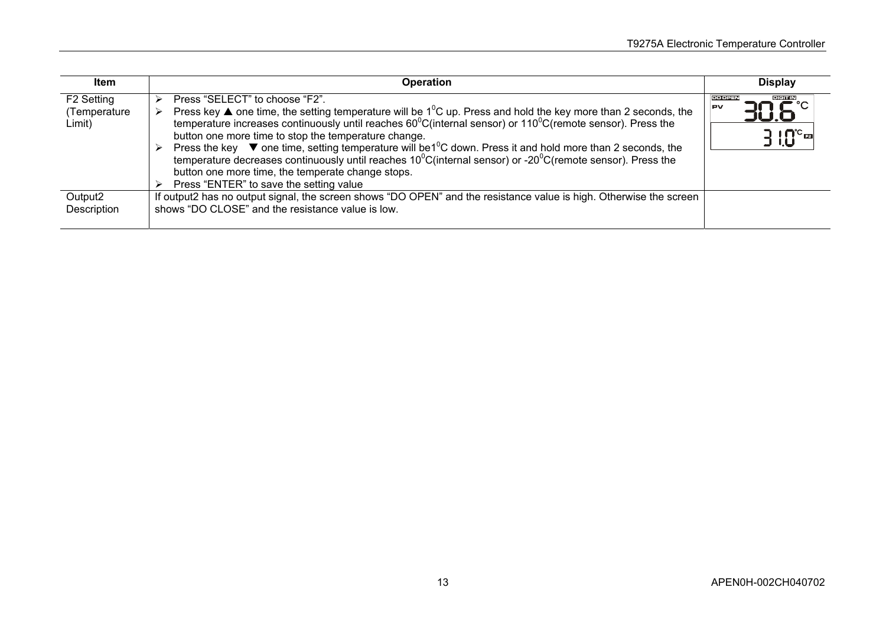| Item | Operation | Display |
|---|---|---|
| F2 Setting (Temperature Limit) | ➢ Press “SELECT” to choose “F2”.<br>➢ Press key ▲ one time, the setting temperature will be $1^0$C up. Press and hold the key more than 2 seconds, the temperature increases continuously until reaches $60^0$C(internal sensor) or $110^0$C(remote sensor). Press the button one more time to stop the temperature change.<br>➢ Press the key ▼ one time, setting temperature will be$1^0$C down. Press it and hold more than 2 seconds, the temperature decreases continuously until reaches $10^0$C(internal sensor) or $-20^0$C(remote sensor). Press the button one more time, the temperate change stops.<br>➢ Press “ENTER” to save the setting value | DO OPEN DIGIT IN PV 30.6 °C 31.0 °C F2 |
| Output2 Description | If output2 has no output signal, the screen shows “DO OPEN” and the resistance value is high. Otherwise the screen shows “DO CLOSE” and the resistance value is low. | |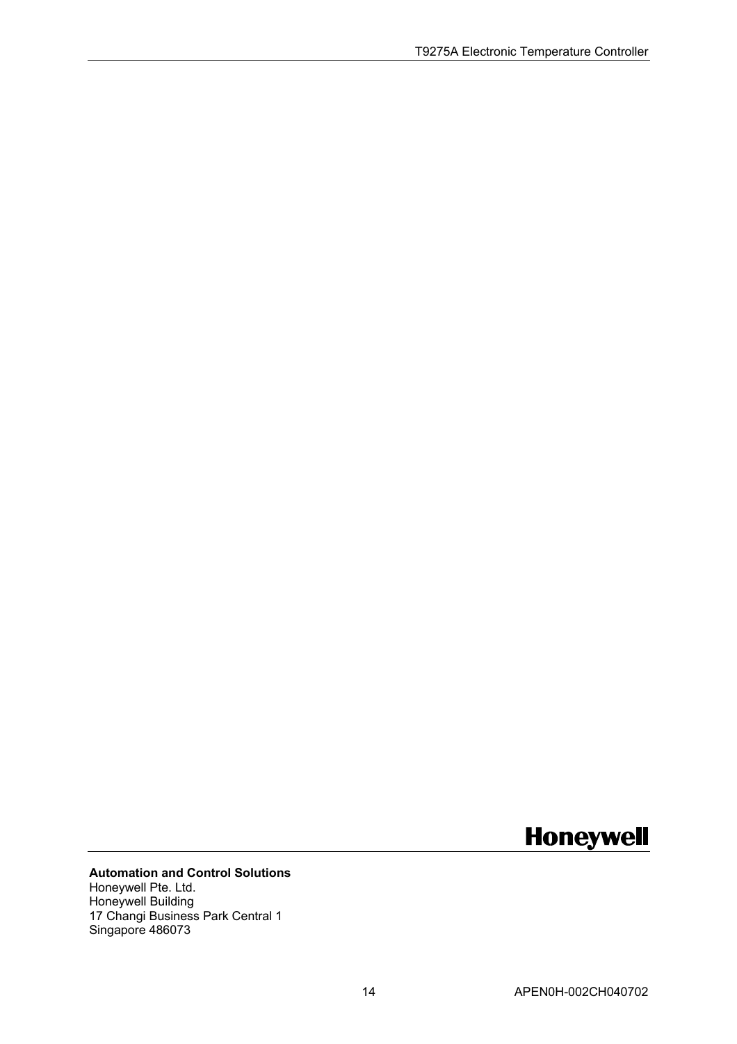Honeywell

**Automation and Control Solutions**
Honeywell Pte. Ltd.
Honeywell Building
17 Changi Business Park Central 1
Singapore 486073

APEN0H-002CH040702